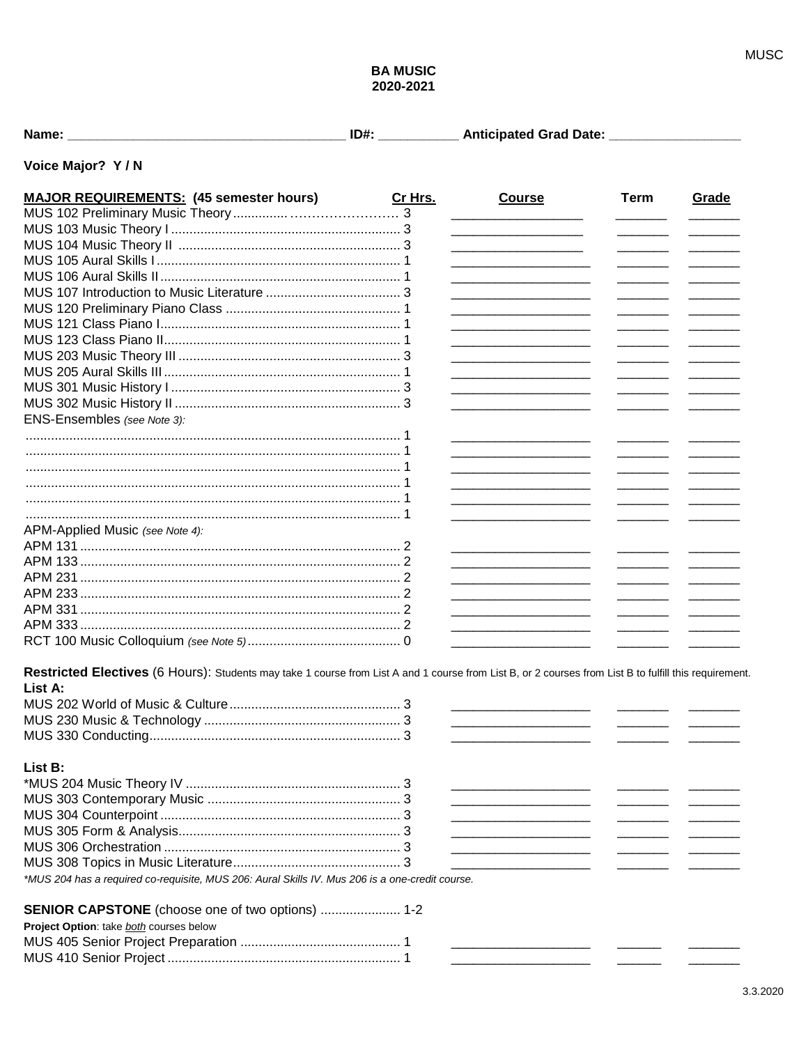# BA MUSIC
## 2020-2021

**Name:** ______________________________________ **ID#:** ___________ **Anticipated Grad Date:** __________________

**Voice Major? Y / N**

| **MAJOR REQUIREMENTS: (45 semester hours)** | **Cr Hrs.** | **Course** | **Term** | **Grade** |
|---|---|---|---|---|
| MUS 102 Preliminary Music Theory | 3 | | | |
| MUS 103 Music Theory I | 3 | | | |
| MUS 104 Music Theory II | 3 | | | |
| MUS 105 Aural Skills I | 1 | | | |
| MUS 106 Aural Skills II | 1 | | | |
| MUS 107 Introduction to Music Literature | 3 | | | |
| MUS 120 Preliminary Piano Class | 1 | | | |
| MUS 121 Class Piano I | 1 | | | |
| MUS 123 Class Piano II | 1 | | | |
| MUS 203 Music Theory III | 3 | | | |
| MUS 205 Aural Skills III | 1 | | | |
| MUS 301 Music History I | 3 | | | |
| MUS 302 Music History II | 3 | | | |
| ENS-Ensembles *(see Note 3):* | | | | |
| | 1 | | | |
| | 1 | | | |
| | 1 | | | |
| | 1 | | | |
| | 1 | | | |
| | 1 | | | |
| APM-Applied Music *(see Note 4):* | | | | |
| APM 131 | 2 | | | |
| APM 133 | 2 | | | |
| APM 231 | 2 | | | |
| APM 233 | 2 | | | |
| APM 331 | 2 | | | |
| APM 333 | 2 | | | |
| RCT 100 Music Colloquium *(see Note 5)* | 0 | | | |

**Restricted Electives** (6 Hours): Students may take 1 course from List A and 1 course from List B, or 2 courses from List B to fulfill this requirement.

**List A:**

| Course | Cr Hrs. | Course | Term | Grade |
|---|---|---|---|---|
| MUS 202 World of Music & Culture | 3 | | | |
| MUS 230 Music & Technology | 3 | | | |
| MUS 330 Conducting | 3 | | | |

**List B:**

| Course | Cr Hrs. | Course | Term | Grade |
|---|---|---|---|---|
| *MUS 204 Music Theory IV | 3 | | | |
| MUS 303 Contemporary Music | 3 | | | |
| MUS 304 Counterpoint | 3 | | | |
| MUS 305 Form & Analysis | 3 | | | |
| MUS 306 Orchestration | 3 | | | |
| MUS 308 Topics in Music Literature | 3 | | | |

*\*MUS 204 has a required co-requisite, MUS 206: Aural Skills IV. Mus 206 is a one-credit course.*

**SENIOR CAPSTONE** (choose one of two options) ...................... 1-2

**Project Option**: take *both* courses below

| Course | Cr Hrs. | Course | Term | Grade |
|---|---|---|---|---|
| MUS 405 Senior Project Preparation | 1 | | | |
| MUS 410 Senior Project | 1 | | | |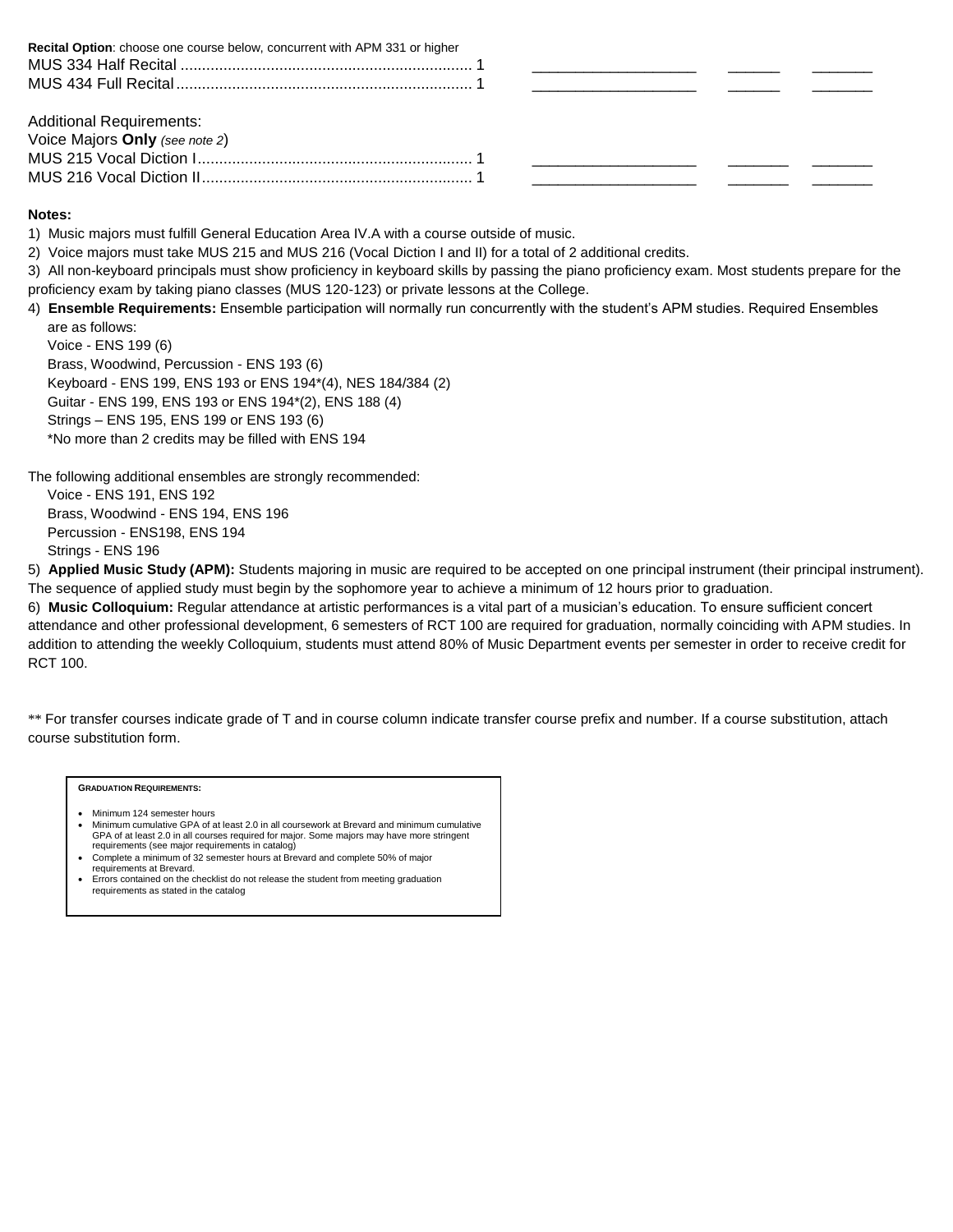**Recital Option**: choose one course below, concurrent with APM 331 or higher

| | | | | |
|---|---|---|---|---|
| MUS 334 Half Recital | 1 | ___________________ | ______ | _______ |
| MUS 434 Full Recital | 1 | ___________________ | ______ | _______ |

Additional Requirements:

Voice Majors **Only** *(see note 2)*

| | | | | |
|---|---|---|---|---|
| MUS 215 Vocal Diction I | 1 | ___________________ | _______ | _______ |
| MUS 216 Vocal Diction II | 1 | ___________________ | _______ | _______ |

**Notes:**

1) Music majors must fulfill General Education Area IV.A with a course outside of music.

2) Voice majors must take MUS 215 and MUS 216 (Vocal Diction I and II) for a total of 2 additional credits.

3) All non-keyboard principals must show proficiency in keyboard skills by passing the piano proficiency exam. Most students prepare for the proficiency exam by taking piano classes (MUS 120-123) or private lessons at the College.

4) **Ensemble Requirements:** Ensemble participation will normally run concurrently with the student's APM studies. Required Ensembles are as follows:

Voice - ENS 199 (6)
Brass, Woodwind, Percussion - ENS 193 (6)
Keyboard - ENS 199, ENS 193 or ENS 194*(4), NES 184/384 (2)
Guitar - ENS 199, ENS 193 or ENS 194*(2), ENS 188 (4)
Strings – ENS 195, ENS 199 or ENS 193 (6)
*No more than 2 credits may be filled with ENS 194

The following additional ensembles are strongly recommended:

Voice - ENS 191, ENS 192
Brass, Woodwind - ENS 194, ENS 196
Percussion - ENS198, ENS 194
Strings - ENS 196

5) **Applied Music Study (APM):** Students majoring in music are required to be accepted on one principal instrument (their principal instrument). The sequence of applied study must begin by the sophomore year to achieve a minimum of 12 hours prior to graduation.

6) **Music Colloquium:** Regular attendance at artistic performances is a vital part of a musician's education. To ensure sufficient concert attendance and other professional development, 6 semesters of RCT 100 are required for graduation, normally coinciding with APM studies. In addition to attending the weekly Colloquium, students must attend 80% of Music Department events per semester in order to receive credit for RCT 100.

** For transfer courses indicate grade of T and in course column indicate transfer course prefix and number. If a course substitution, attach course substitution form.

**GRADUATION REQUIREMENTS:**

- Minimum 124 semester hours
- Minimum cumulative GPA of at least 2.0 in all coursework at Brevard and minimum cumulative GPA of at least 2.0 in all courses required for major. Some majors may have more stringent requirements (see major requirements in catalog)
- Complete a minimum of 32 semester hours at Brevard and complete 50% of major requirements at Brevard.
- Errors contained on the checklist do not release the student from meeting graduation requirements as stated in the catalog